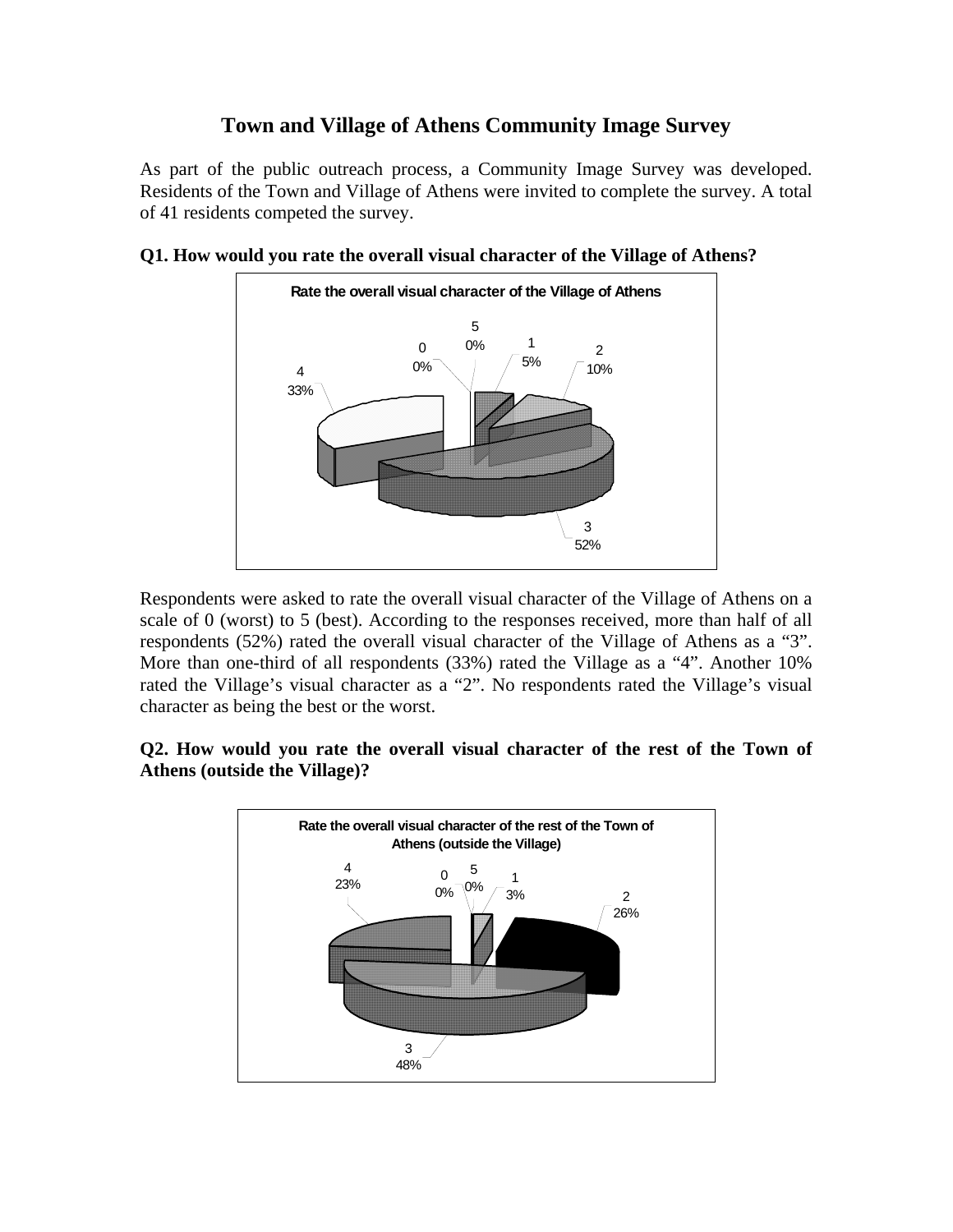# Town and Village of Athens Community Image Survey

As part of the public outreach process, a Community Image Survey was developed. Residents of the Town and Village of Athens were invited to complete the survey. A total of 41 residents competed the survey.

**Q1. How would you rate the overall visual character of the Village of Athens?**

Rate the overall visual character of the Village of Athens

| Rating | Percent |
|---|---|
| 0 | 0% |
| 1 | 5% |
| 2 | 10% |
| 3 | 52% |
| 4 | 33% |
| 5 | 0% |

Respondents were asked to rate the overall visual character of the Village of Athens on a scale of 0 (worst) to 5 (best). According to the responses received, more than half of all respondents (52%) rated the overall visual character of the Village of Athens as a "3". More than one-third of all respondents (33%) rated the Village as a "4". Another 10% rated the Village's visual character as a "2". No respondents rated the Village's visual character as being the best or the worst.

**Q2. How would you rate the overall visual character of the rest of the Town of Athens (outside the Village)?**

Rate the overall visual character of the rest of the Town of Athens (outside the Village)

| Rating | Percent |
|---|---|
| 0 | 0% |
| 1 | 3% |
| 2 | 26% |
| 3 | 48% |
| 4 | 23% |
| 5 | 0% |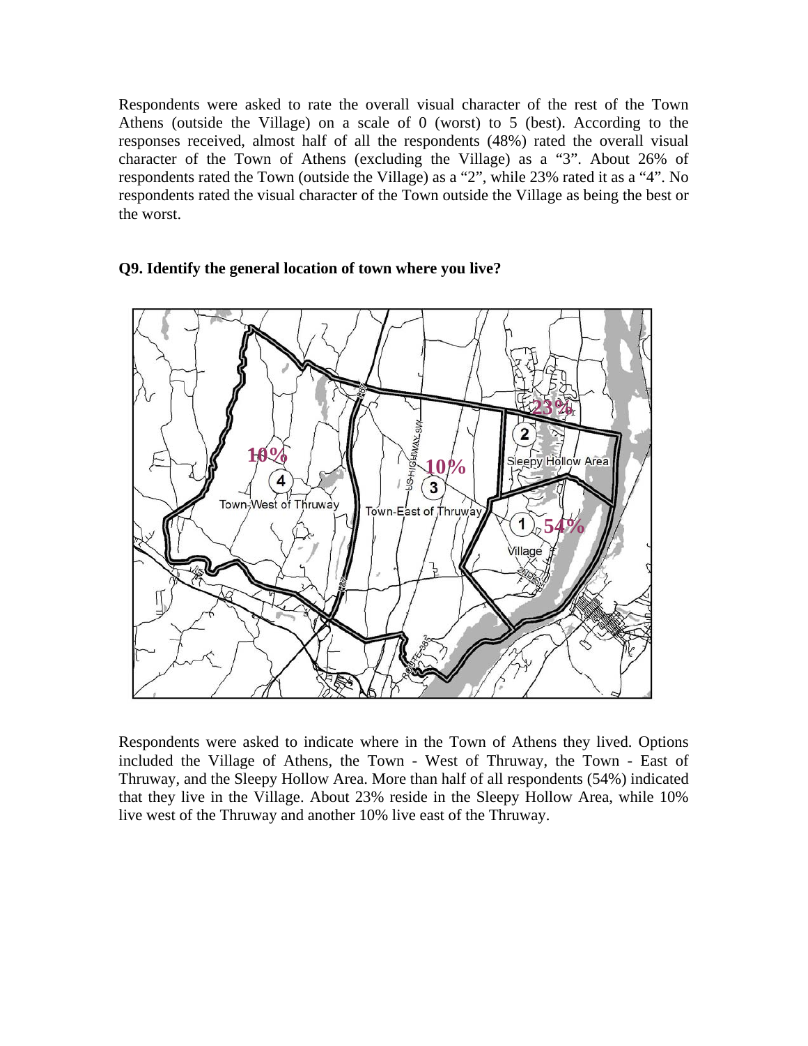Respondents were asked to rate the overall visual character of the rest of the Town Athens (outside the Village) on a scale of 0 (worst) to 5 (best). According to the responses received, almost half of all the respondents (48%) rated the overall visual character of the Town of Athens (excluding the Village) as a "3". About 26% of respondents rated the Town (outside the Village) as a "2", while 23% rated it as a "4". No respondents rated the visual character of the Town outside the Village as being the best or the worst.

**Q9. Identify the general location of town where you live?**

Respondents were asked to indicate where in the Town of Athens they lived. Options included the Village of Athens, the Town - West of Thruway, the Town - East of Thruway, and the Sleepy Hollow Area. More than half of all respondents (54%) indicated that they live in the Village. About 23% reside in the Sleepy Hollow Area, while 10% live west of the Thruway and another 10% live east of the Thruway.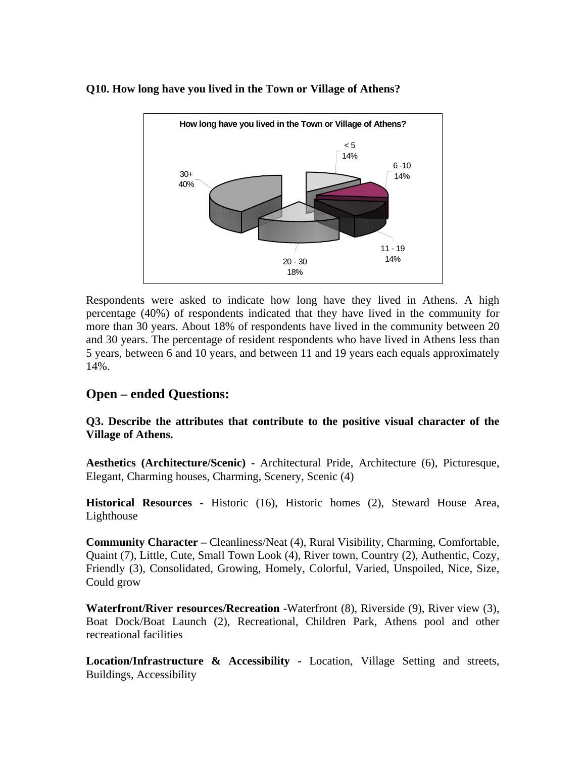**Q10. How long have you lived in the Town or Village of Athens?**

Respondents were asked to indicate how long have they lived in Athens. A high percentage (40%) of respondents indicated that they have lived in the community for more than 30 years. About 18% of respondents have lived in the community between 20 and 30 years. The percentage of resident respondents who have lived in Athens less than 5 years, between 6 and 10 years, and between 11 and 19 years each equals approximately 14%.

## Open – ended Questions:

**Q3. Describe the attributes that contribute to the positive visual character of the Village of Athens.**

**Aesthetics (Architecture/Scenic)** - Architectural Pride, Architecture (6), Picturesque, Elegant, Charming houses, Charming, Scenery, Scenic (4)

**Historical Resources** - Historic (16), Historic homes (2), Steward House Area, Lighthouse

**Community Character –** Cleanliness/Neat (4), Rural Visibility, Charming, Comfortable, Quaint (7), Little, Cute, Small Town Look (4), River town, Country (2), Authentic, Cozy, Friendly (3), Consolidated, Growing, Homely, Colorful, Varied, Unspoiled, Nice, Size, Could grow

**Waterfront/River resources/Recreation** -Waterfront (8), Riverside (9), River view (3), Boat Dock/Boat Launch (2), Recreational, Children Park, Athens pool and other recreational facilities

**Location/Infrastructure & Accessibility** - Location, Village Setting and streets, Buildings, Accessibility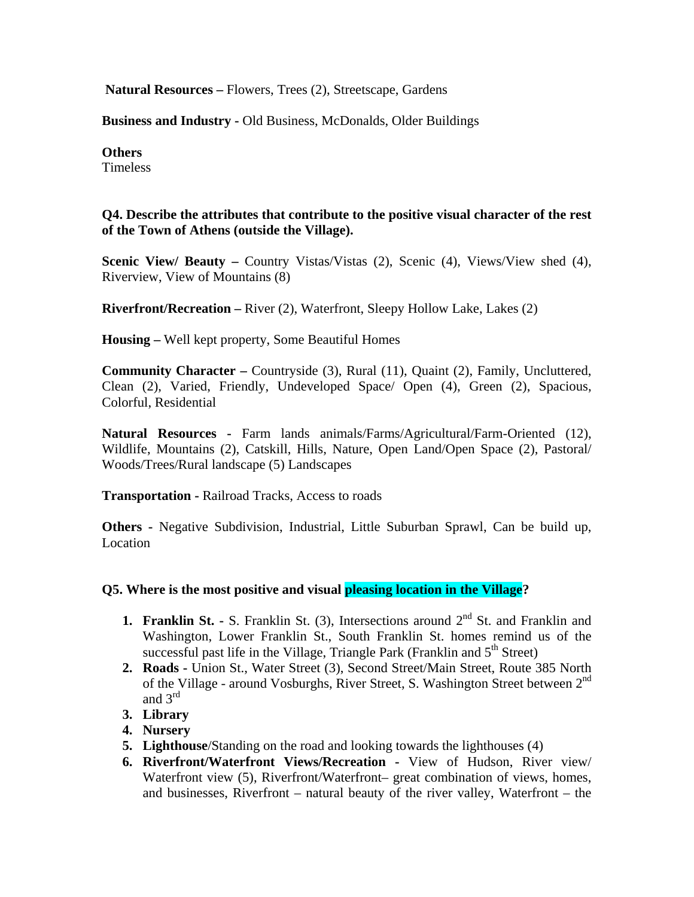**Natural Resources –** Flowers, Trees (2), Streetscape, Gardens

**Business and Industry** - Old Business, McDonalds, Older Buildings

**Others**
Timeless

**Q4. Describe the attributes that contribute to the positive visual character of the rest of the Town of Athens (outside the Village).**

**Scenic View/ Beauty –** Country Vistas/Vistas (2), Scenic (4), Views/View shed (4), Riverview, View of Mountains (8)

**Riverfront/Recreation –** River (2), Waterfront, Sleepy Hollow Lake, Lakes (2)

**Housing –** Well kept property, Some Beautiful Homes

**Community Character –** Countryside (3), Rural (11), Quaint (2), Family, Uncluttered, Clean (2), Varied, Friendly, Undeveloped Space/ Open (4), Green (2), Spacious, Colorful, Residential

**Natural Resources -** Farm lands animals/Farms/Agricultural/Farm-Oriented (12), Wildlife, Mountains (2), Catskill, Hills, Nature, Open Land/Open Space (2), Pastoral/ Woods/Trees/Rural landscape (5) Landscapes

**Transportation -** Railroad Tracks, Access to roads

**Others -** Negative Subdivision, Industrial, Little Suburban Sprawl, Can be build up, Location

**Q5. Where is the most positive and visual pleasing location in the Village?**

1. **Franklin St. -** S. Franklin St. (3), Intersections around 2nd St. and Franklin and Washington, Lower Franklin St., South Franklin St. homes remind us of the successful past life in the Village, Triangle Park (Franklin and 5th Street)
2. **Roads -** Union St., Water Street (3), Second Street/Main Street, Route 385 North of the Village - around Vosburghs, River Street, S. Washington Street between 2nd and 3rd
3. **Library**
4. **Nursery**
5. **Lighthouse**/Standing on the road and looking towards the lighthouses (4)
6. **Riverfront/Waterfront Views/Recreation -** View of Hudson, River view/ Waterfront view (5), Riverfront/Waterfront– great combination of views, homes, and businesses, Riverfront – natural beauty of the river valley, Waterfront – the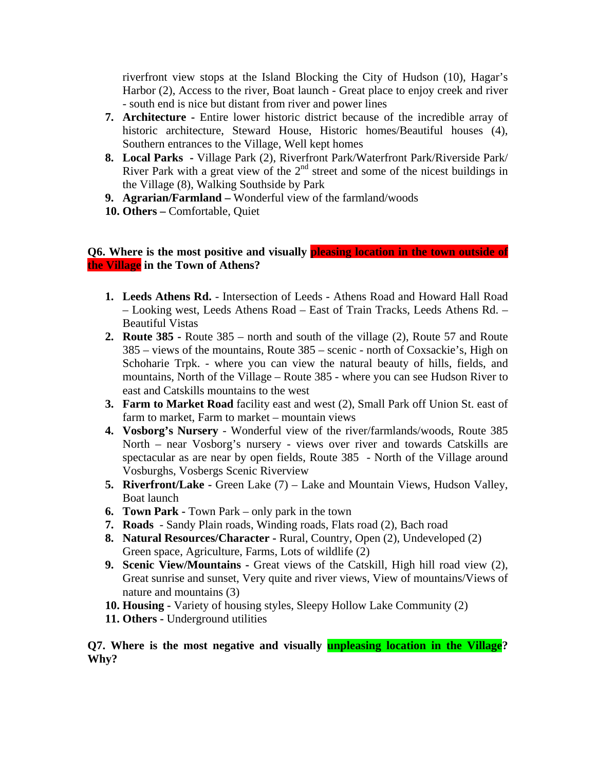riverfront view stops at the Island Blocking the City of Hudson (10), Hagar's Harbor (2), Access to the river, Boat launch - Great place to enjoy creek and river - south end is nice but distant from river and power lines

7. **Architecture -** Entire lower historic district because of the incredible array of historic architecture, Steward House, Historic homes/Beautiful houses (4), Southern entrances to the Village, Well kept homes
8. **Local Parks -** Village Park (2), Riverfront Park/Waterfront Park/Riverside Park/ River Park with a great view of the 2nd street and some of the nicest buildings in the Village (8), Walking Southside by Park
9. **Agrarian/Farmland –** Wonderful view of the farmland/woods
10. **Others –** Comfortable, Quiet

**Q6. Where is the most positive and visually pleasing location in the town outside of the Village in the Town of Athens?**

1. **Leeds Athens Rd.** - Intersection of Leeds - Athens Road and Howard Hall Road – Looking west, Leeds Athens Road – East of Train Tracks, Leeds Athens Rd. – Beautiful Vistas
2. **Route 385 -** Route 385 – north and south of the village (2), Route 57 and Route 385 – views of the mountains, Route 385 – scenic - north of Coxsackie's, High on Schoharie Trpk. - where you can view the natural beauty of hills, fields, and mountains, North of the Village – Route 385 - where you can see Hudson River to east and Catskills mountains to the west
3. **Farm to Market Road** facility east and west (2), Small Park off Union St. east of farm to market, Farm to market – mountain views
4. **Vosborg's Nursery** - Wonderful view of the river/farmlands/woods, Route 385 North – near Vosborg's nursery - views over river and towards Catskills are spectacular as are near by open fields, Route 385 - North of the Village around Vosburghs, Vosbergs Scenic Riverview
5. **Riverfront/Lake -** Green Lake (7) – Lake and Mountain Views, Hudson Valley, Boat launch
6. **Town Park -** Town Park – only park in the town
7. **Roads** - Sandy Plain roads, Winding roads, Flats road (2), Bach road
8. **Natural Resources/Character -** Rural, Country, Open (2), Undeveloped (2) Green space, Agriculture, Farms, Lots of wildlife (2)
9. **Scenic View/Mountains -** Great views of the Catskill, High hill road view (2), Great sunrise and sunset, Very quite and river views, View of mountains/Views of nature and mountains (3)
10. **Housing -** Variety of housing styles, Sleepy Hollow Lake Community (2)
11. **Others -** Underground utilities

**Q7. Where is the most negative and visually unpleasing location in the Village? Why?**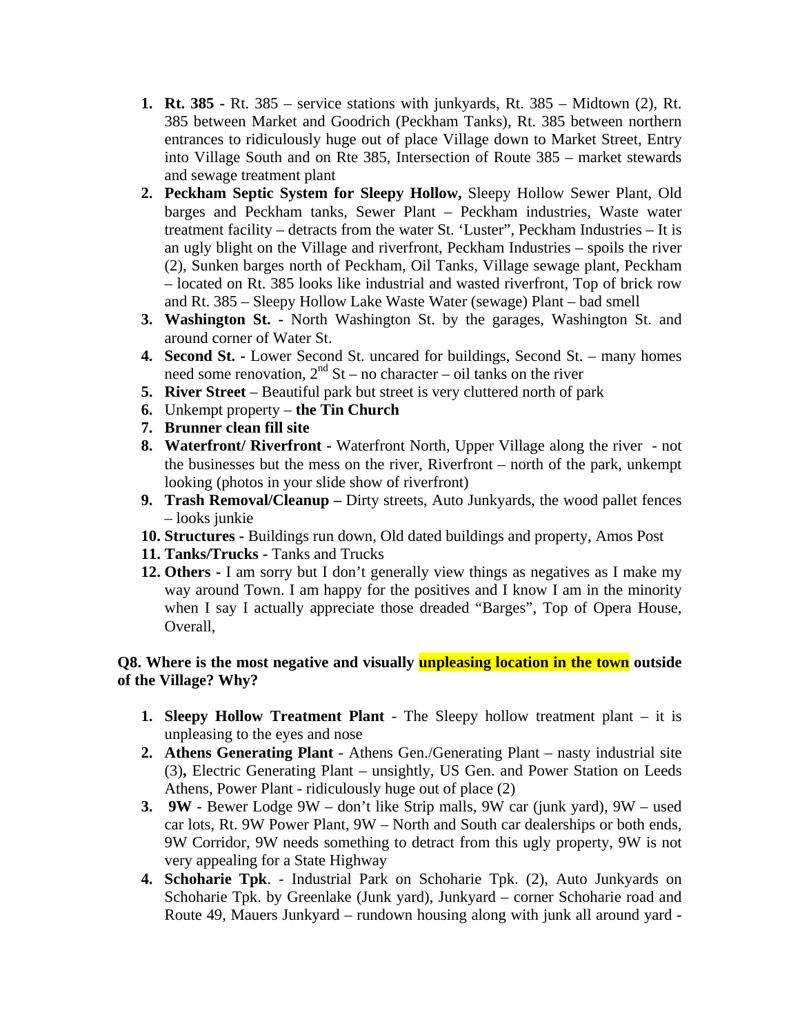1. **Rt. 385 -** Rt. 385 – service stations with junkyards, Rt. 385 – Midtown (2), Rt. 385 between Market and Goodrich (Peckham Tanks), Rt. 385 between northern entrances to ridiculously huge out of place Village down to Market Street, Entry into Village South and on Rte 385, Intersection of Route 385 – market stewards and sewage treatment plant
2. **Peckham Septic System for Sleepy Hollow,** Sleepy Hollow Sewer Plant, Old barges and Peckham tanks, Sewer Plant – Peckham industries, Waste water treatment facility – detracts from the water St. 'Luster", Peckham Industries – It is an ugly blight on the Village and riverfront, Peckham Industries – spoils the river (2), Sunken barges north of Peckham, Oil Tanks, Village sewage plant, Peckham – located on Rt. 385 looks like industrial and wasted riverfront, Top of brick row and Rt. 385 – Sleepy Hollow Lake Waste Water (sewage) Plant – bad smell
3. **Washington St. -** North Washington St. by the garages, Washington St. and around corner of Water St.
4. **Second St. -** Lower Second St. uncared for buildings, Second St. – many homes need some renovation, 2nd St – no character – oil tanks on the river
5. **River Street** – Beautiful park but street is very cluttered north of park
6. Unkempt property – **the Tin Church**
7. **Brunner clean fill site**
8. **Waterfront/ Riverfront -** Waterfront North, Upper Village along the river - not the businesses but the mess on the river, Riverfront – north of the park, unkempt looking (photos in your slide show of riverfront)
9. **Trash Removal/Cleanup –** Dirty streets, Auto Junkyards, the wood pallet fences – looks junkie
10. **Structures -** Buildings run down, Old dated buildings and property, Amos Post
11. **Tanks/Trucks -** Tanks and Trucks
12. **Others -** I am sorry but I don't generally view things as negatives as I make my way around Town. I am happy for the positives and I know I am in the minority when I say I actually appreciate those dreaded "Barges", Top of Opera House, Overall,

**Q8. Where is the most negative and visually unpleasing location in the town outside of the Village? Why?**

1. **Sleepy Hollow Treatment Plant** - The Sleepy hollow treatment plant – it is unpleasing to the eyes and nose
2. **Athens Generating Plant** - Athens Gen./Generating Plant – nasty industrial site (3)**,** Electric Generating Plant – unsightly, US Gen. and Power Station on Leeds Athens, Power Plant - ridiculously huge out of place (2)
3. **9W** - Bewer Lodge 9W – don't like Strip malls, 9W car (junk yard), 9W – used car lots, Rt. 9W Power Plant, 9W – North and South car dealerships or both ends, 9W Corridor, 9W needs something to detract from this ugly property, 9W is not very appealing for a State Highway
4. **Schoharie Tpk**. - Industrial Park on Schoharie Tpk. (2), Auto Junkyards on Schoharie Tpk. by Greenlake (Junk yard), Junkyard – corner Schoharie road and Route 49, Mauers Junkyard – rundown housing along with junk all around yard -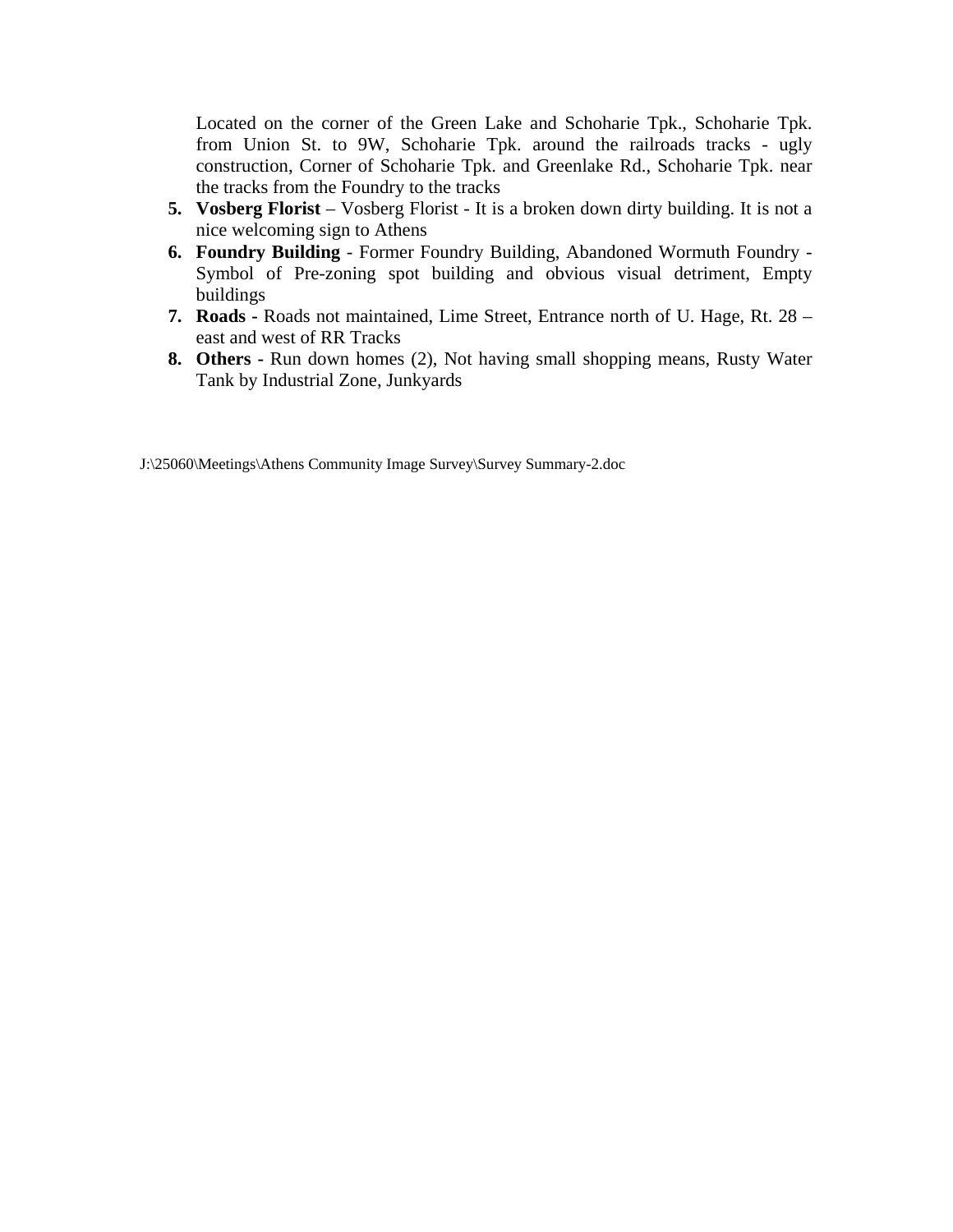Located on the corner of the Green Lake and Schoharie Tpk., Schoharie Tpk. from Union St. to 9W, Schoharie Tpk. around the railroads tracks - ugly construction, Corner of Schoharie Tpk. and Greenlake Rd., Schoharie Tpk. near the tracks from the Foundry to the tracks

5. **Vosberg Florist** – Vosberg Florist - It is a broken down dirty building. It is not a nice welcoming sign to Athens
6. **Foundry Building** - Former Foundry Building, Abandoned Wormuth Foundry - Symbol of Pre-zoning spot building and obvious visual detriment, Empty buildings
7. **Roads -** Roads not maintained, Lime Street, Entrance north of U. Hage, Rt. 28 – east and west of RR Tracks
8. **Others -** Run down homes (2), Not having small shopping means, Rusty Water Tank by Industrial Zone, Junkyards

J:\25060\Meetings\Athens Community Image Survey\Survey Summary-2.doc